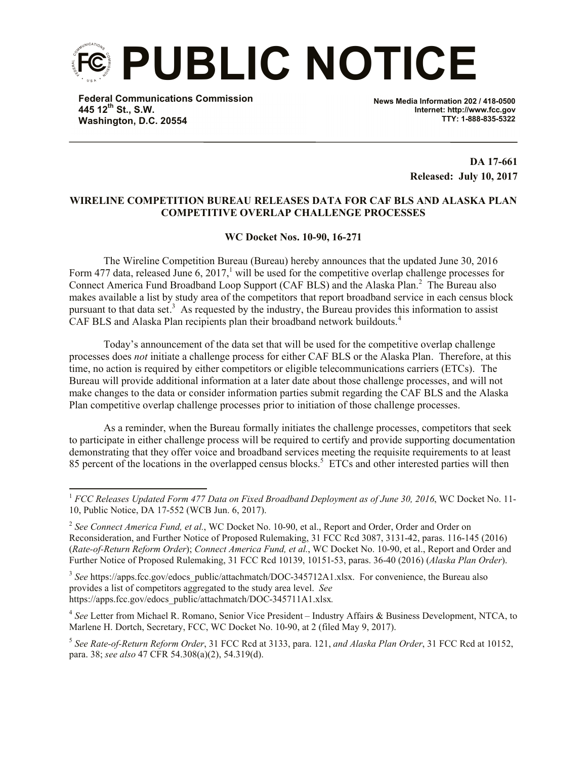# PUBLIC NOTICE

**Federal Communications Commission**
**445 12th St., S.W.**
**Washington, D.C. 20554**

**News Media Information 202 / 418-0500**
**Internet: http://www.fcc.gov**
**TTY: 1-888-835-5322**

**DA 17-661**
**Released: July 10, 2017**

**WIRELINE COMPETITION BUREAU RELEASES DATA FOR CAF BLS AND ALASKA PLAN COMPETITIVE OVERLAP CHALLENGE PROCESSES**

**WC Docket Nos. 10-90, 16-271**

The Wireline Competition Bureau (Bureau) hereby announces that the updated June 30, 2016 Form 477 data, released June 6, 2017,[1] will be used for the competitive overlap challenge processes for Connect America Fund Broadband Loop Support (CAF BLS) and the Alaska Plan.[2] The Bureau also makes available a list by study area of the competitors that report broadband service in each census block pursuant to that data set.[3] As requested by the industry, the Bureau provides this information to assist CAF BLS and Alaska Plan recipients plan their broadband network buildouts.[4]

Today's announcement of the data set that will be used for the competitive overlap challenge processes does *not* initiate a challenge process for either CAF BLS or the Alaska Plan. Therefore, at this time, no action is required by either competitors or eligible telecommunications carriers (ETCs). The Bureau will provide additional information at a later date about those challenge processes, and will not make changes to the data or consider information parties submit regarding the CAF BLS and the Alaska Plan competitive overlap challenge processes prior to initiation of those challenge processes.

As a reminder, when the Bureau formally initiates the challenge processes, competitors that seek to participate in either challenge process will be required to certify and provide supporting documentation demonstrating that they offer voice and broadband services meeting the requisite requirements to at least 85 percent of the locations in the overlapped census blocks.[5] ETCs and other interested parties will then

---

[1] *FCC Releases Updated Form 477 Data on Fixed Broadband Deployment as of June 30, 2016*, WC Docket No. 11-10, Public Notice, DA 17-552 (WCB Jun. 6, 2017).

[2] *See Connect America Fund, et al.*, WC Docket No. 10-90, et al., Report and Order, Order and Order on Reconsideration, and Further Notice of Proposed Rulemaking, 31 FCC Rcd 3087, 3131-42, paras. 116-145 (2016) (*Rate-of-Return Reform Order*); *Connect America Fund, et al.*, WC Docket No. 10-90, et al., Report and Order and Further Notice of Proposed Rulemaking, 31 FCC Rcd 10139, 10151-53, paras. 36-40 (2016) (*Alaska Plan Order*).

[3] *See* https://apps.fcc.gov/edocs_public/attachmatch/DOC-345712A1.xlsx. For convenience, the Bureau also provides a list of competitors aggregated to the study area level. *See* https://apps.fcc.gov/edocs_public/attachmatch/DOC-345711A1.xlsx.

[4] *See* Letter from Michael R. Romano, Senior Vice President – Industry Affairs & Business Development, NTCA, to Marlene H. Dortch, Secretary, FCC, WC Docket No. 10-90, at 2 (filed May 9, 2017).

[5] *See Rate-of-Return Reform Order*, 31 FCC Rcd at 3133, para. 121, *and Alaska Plan Order*, 31 FCC Rcd at 10152, para. 38; *see also* 47 CFR 54.308(a)(2), 54.319(d).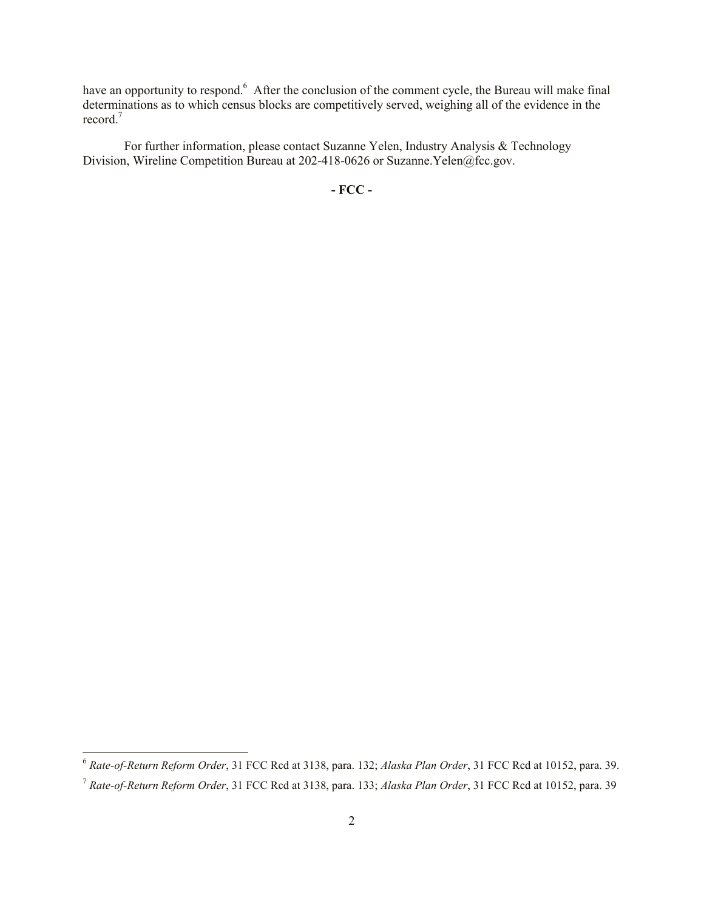have an opportunity to respond.[6] After the conclusion of the comment cycle, the Bureau will make final determinations as to which census blocks are competitively served, weighing all of the evidence in the record.[7]

For further information, please contact Suzanne Yelen, Industry Analysis & Technology Division, Wireline Competition Bureau at 202-418-0626 or Suzanne.Yelen@fcc.gov.

**- FCC -**

---

[6] *Rate-of-Return Reform Order*, 31 FCC Rcd at 3138, para. 132; *Alaska Plan Order*, 31 FCC Rcd at 10152, para. 39.

[7] *Rate-of-Return Reform Order*, 31 FCC Rcd at 3138, para. 133; *Alaska Plan Order*, 31 FCC Rcd at 10152, para. 39